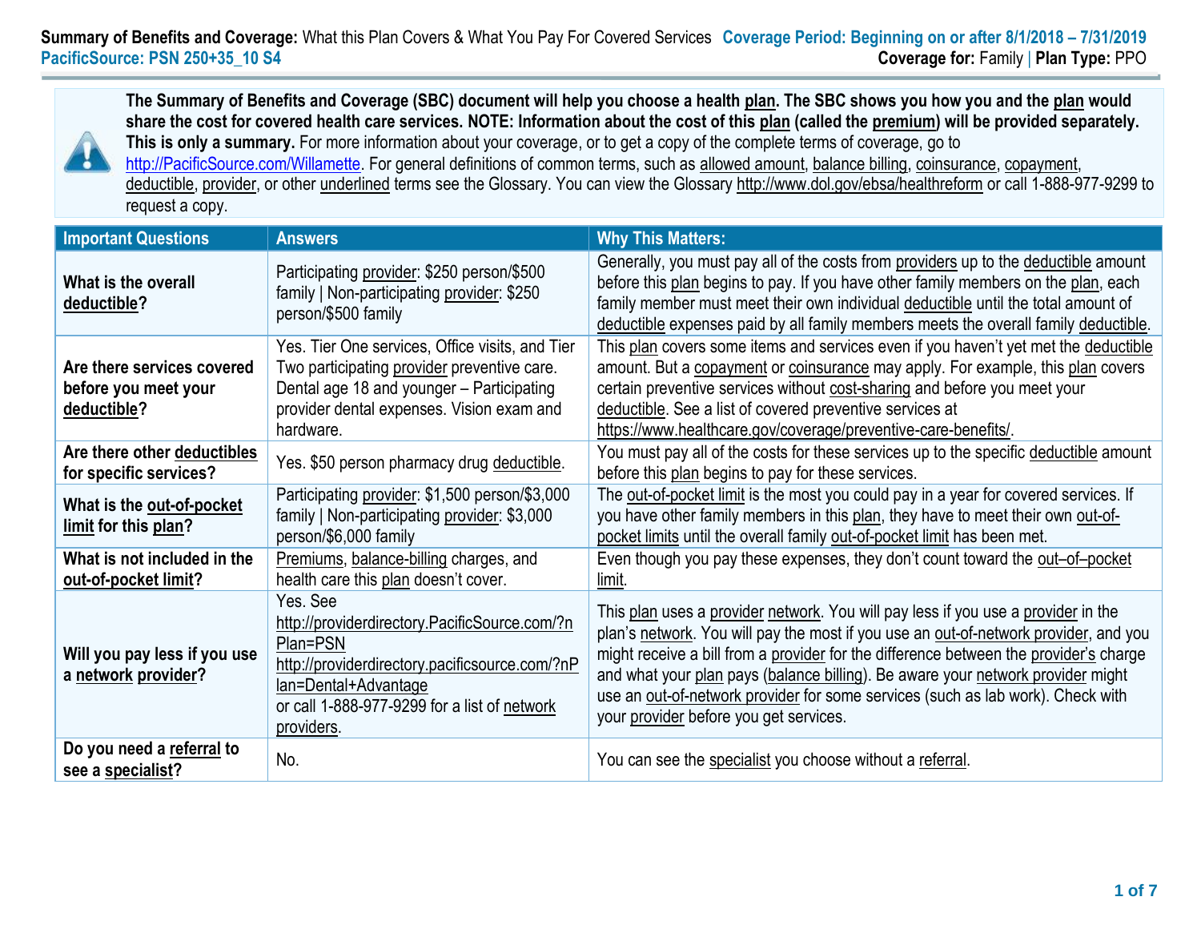**Summary of Benefits and Coverage:** What this Plan Covers & What You Pay For Covered Services **Coverage Period: Beginning on or after 8/1/2018 – 7/31/2019**
**PacificSource: PSN 250+35_10 S4** **Coverage for:** Family | **Plan Type:** PPO

**The Summary of Benefits and Coverage (SBC) document will help you choose a health plan. The SBC shows you how you and the plan would share the cost for covered health care services. NOTE: Information about the cost of this plan (called the premium) will be provided separately. This is only a summary.** For more information about your coverage, or to get a copy of the complete terms of coverage, go to http://PacificSource.com/Willamette. For general definitions of common terms, such as allowed amount, balance billing, coinsurance, copayment, deductible, provider, or other underlined terms see the Glossary. You can view the Glossary http://www.dol.gov/ebsa/healthreform or call 1-888-977-9299 to request a copy.

| Important Questions | Answers | Why This Matters: |
|---|---|---|
| **What is the overall deductible?** | Participating provider: $250 person/$500 family \| Non-participating provider: $250 person/$500 family | Generally, you must pay all of the costs from providers up to the deductible amount before this plan begins to pay. If you have other family members on the plan, each family member must meet their own individual deductible until the total amount of deductible expenses paid by all family members meets the overall family deductible. |
| **Are there services covered before you meet your deductible?** | Yes. Tier One services, Office visits, and Tier Two participating provider preventive care. Dental age 18 and younger – Participating provider dental expenses. Vision exam and hardware. | This plan covers some items and services even if you haven't yet met the deductible amount. But a copayment or coinsurance may apply. For example, this plan covers certain preventive services without cost-sharing and before you meet your deductible. See a list of covered preventive services at https://www.healthcare.gov/coverage/preventive-care-benefits/. |
| **Are there other deductibles for specific services?** | Yes. $50 person pharmacy drug deductible. | You must pay all of the costs for these services up to the specific deductible amount before this plan begins to pay for these services. |
| **What is the out-of-pocket limit for this plan?** | Participating provider: $1,500 person/$3,000 family \| Non-participating provider: $3,000 person/$6,000 family | The out-of-pocket limit is the most you could pay in a year for covered services. If you have other family members in this plan, they have to meet their own out-of-pocket limits until the overall family out-of-pocket limit has been met. |
| **What is not included in the out-of-pocket limit?** | Premiums, balance-billing charges, and health care this plan doesn't cover. | Even though you pay these expenses, they don't count toward the out–of–pocket limit. |
| **Will you pay less if you use a network provider?** | Yes. See http://providerdirectory.PacificSource.com/?nPlan=PSN http://providerdirectory.pacificsource.com/?nPlan=Dental+Advantage or call 1-888-977-9299 for a list of network providers. | This plan uses a provider network. You will pay less if you use a provider in the plan's network. You will pay the most if you use an out-of-network provider, and you might receive a bill from a provider for the difference between the provider's charge and what your plan pays (balance billing). Be aware your network provider might use an out-of-network provider for some services (such as lab work). Check with your provider before you get services. |
| **Do you need a referral to see a specialist?** | No. | You can see the specialist you choose without a referral. |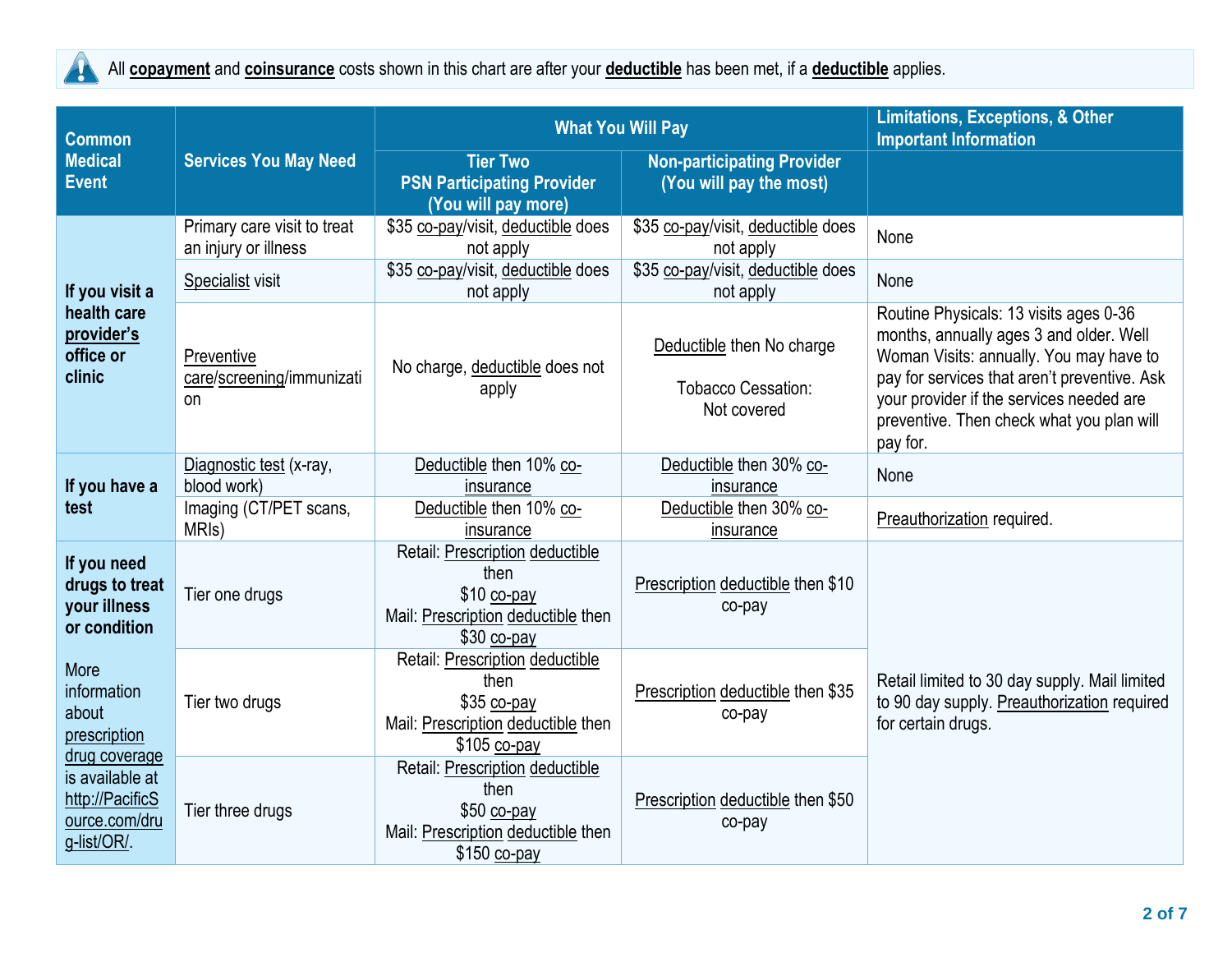All **copayment** and **coinsurance** costs shown in this chart are after your **deductible** has been met, if a **deductible** applies.

| Common Medical Event | Services You May Need | What You Will Pay | | Limitations, Exceptions, & Other Important Information |
|---|---|---|---|---|
| | | Tier Two PSN Participating Provider (You will pay more) | Non-participating Provider (You will pay the most) | |
| If you visit a health care provider's office or clinic | Primary care visit to treat an injury or illness | $35 co-pay/visit, deductible does not apply | $35 co-pay/visit, deductible does not apply | None |
| | Specialist visit | $35 co-pay/visit, deductible does not apply | $35 co-pay/visit, deductible does not apply | None |
| | Preventive care/screening/immunization | No charge, deductible does not apply | Deductible then No charge<br><br>Tobacco Cessation: Not covered | Routine Physicals: 13 visits ages 0-36 months, annually ages 3 and older. Well Woman Visits: annually. You may have to pay for services that aren't preventive. Ask your provider if the services needed are preventive. Then check what you plan will pay for. |
| If you have a test | Diagnostic test (x-ray, blood work) | Deductible then 10% co-insurance | Deductible then 30% co-insurance | None |
| | Imaging (CT/PET scans, MRIs) | Deductible then 10% co-insurance | Deductible then 30% co-insurance | Preauthorization required. |
| If you need drugs to treat your illness or condition<br><br>More information about prescription drug coverage is available at http://PacificSource.com/drug-list/OR/. | Tier one drugs | Retail: Prescription deductible then $10 co-pay<br>Mail: Prescription deductible then $30 co-pay | Prescription deductible then $10 co-pay | Retail limited to 30 day supply. Mail limited to 90 day supply. Preauthorization required for certain drugs. |
| | Tier two drugs | Retail: Prescription deductible then $35 co-pay<br>Mail: Prescription deductible then $105 co-pay | Prescription deductible then $35 co-pay | |
| | Tier three drugs | Retail: Prescription deductible then $50 co-pay<br>Mail: Prescription deductible then $150 co-pay | Prescription deductible then $50 co-pay | |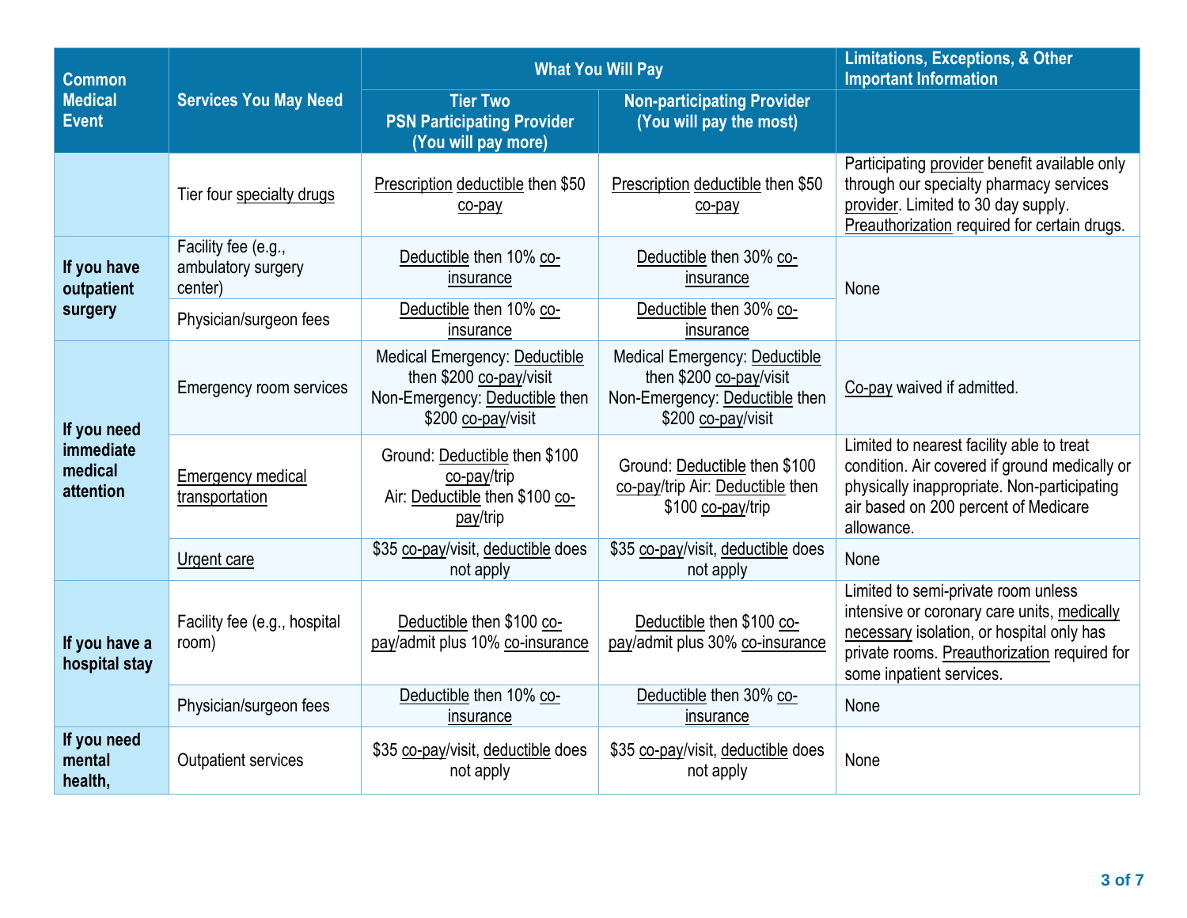| Common Medical Event | Services You May Need | What You Will Pay | | Limitations, Exceptions, & Other Important Information |
|---|---|---|---|---|
| | | Tier Two PSN Participating Provider (You will pay more) | Non-participating Provider (You will pay the most) | |
| | Tier four specialty drugs | Prescription deductible then $50 co-pay | Prescription deductible then $50 co-pay | Participating provider benefit available only through our specialty pharmacy services provider. Limited to 30 day supply. Preauthorization required for certain drugs. |
| If you have outpatient surgery | Facility fee (e.g., ambulatory surgery center) | Deductible then 10% co-insurance | Deductible then 30% co-insurance | None |
| | Physician/surgeon fees | Deductible then 10% co-insurance | Deductible then 30% co-insurance | |
| If you need immediate medical attention | Emergency room services | Medical Emergency: Deductible then $200 co-pay/visit Non-Emergency: Deductible then $200 co-pay/visit | Medical Emergency: Deductible then $200 co-pay/visit Non-Emergency: Deductible then $200 co-pay/visit | Co-pay waived if admitted. |
| | Emergency medical transportation | Ground: Deductible then $100 co-pay/trip Air: Deductible then $100 co-pay/trip | Ground: Deductible then $100 co-pay/trip Air: Deductible then $100 co-pay/trip | Limited to nearest facility able to treat condition. Air covered if ground medically or physically inappropriate. Non-participating air based on 200 percent of Medicare allowance. |
| | Urgent care | $35 co-pay/visit, deductible does not apply | $35 co-pay/visit, deductible does not apply | None |
| If you have a hospital stay | Facility fee (e.g., hospital room) | Deductible then $100 co-pay/admit plus 10% co-insurance | Deductible then $100 co-pay/admit plus 30% co-insurance | Limited to semi-private room unless intensive or coronary care units, medically necessary isolation, or hospital only has private rooms. Preauthorization required for some inpatient services. |
| | Physician/surgeon fees | Deductible then 10% co-insurance | Deductible then 30% co-insurance | None |
| If you need mental health, | Outpatient services | $35 co-pay/visit, deductible does not apply | $35 co-pay/visit, deductible does not apply | None |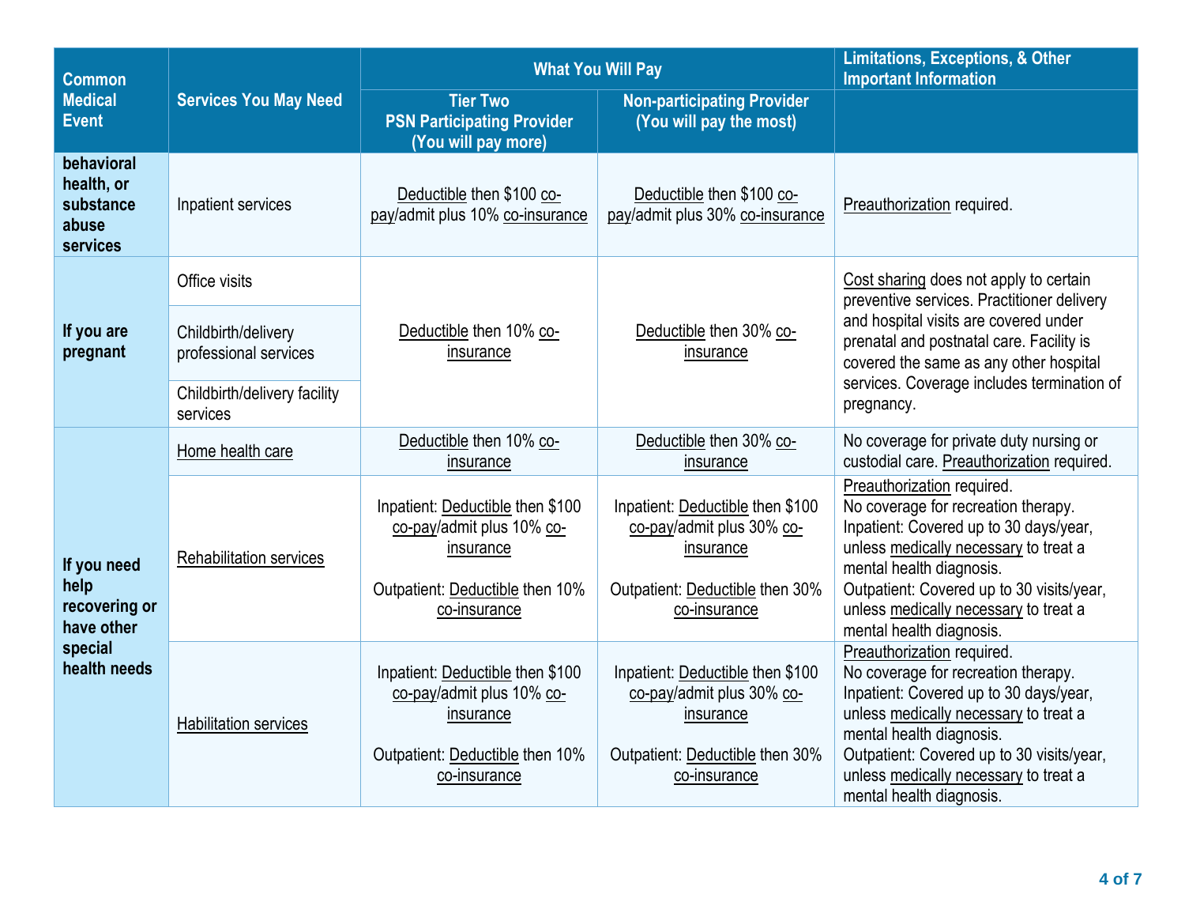| Common Medical Event | Services You May Need | What You Will Pay | | Limitations, Exceptions, & Other Important Information |
|---|---|---|---|---|
| | | Tier Two PSN Participating Provider (You will pay more) | Non-participating Provider (You will pay the most) | |
| behavioral health, or substance abuse services | Inpatient services | Deductible then $100 co-pay/admit plus 10% co-insurance | Deductible then $100 co-pay/admit plus 30% co-insurance | Preauthorization required. |
| If you are pregnant | Office visits | Deductible then 10% co-insurance | Deductible then 30% co-insurance | Cost sharing does not apply to certain preventive services. Practitioner delivery and hospital visits are covered under prenatal and postnatal care. Facility is covered the same as any other hospital services. Coverage includes termination of pregnancy. |
| | Childbirth/delivery professional services | | | |
| | Childbirth/delivery facility services | | | |
| If you need help recovering or have other special health needs | Home health care | Deductible then 10% co-insurance | Deductible then 30% co-insurance | No coverage for private duty nursing or custodial care. Preauthorization required. |
| | Rehabilitation services | Inpatient: Deductible then $100 co-pay/admit plus 10% co-insurance<br><br>Outpatient: Deductible then 10% co-insurance | Inpatient: Deductible then $100 co-pay/admit plus 30% co-insurance<br><br>Outpatient: Deductible then 30% co-insurance | Preauthorization required.<br>No coverage for recreation therapy.<br>Inpatient: Covered up to 30 days/year, unless medically necessary to treat a mental health diagnosis.<br>Outpatient: Covered up to 30 visits/year, unless medically necessary to treat a mental health diagnosis. |
| | Habilitation services | Inpatient: Deductible then $100 co-pay/admit plus 10% co-insurance<br><br>Outpatient: Deductible then 10% co-insurance | Inpatient: Deductible then $100 co-pay/admit plus 30% co-insurance<br><br>Outpatient: Deductible then 30% co-insurance | Preauthorization required.<br>No coverage for recreation therapy.<br>Inpatient: Covered up to 30 days/year, unless medically necessary to treat a mental health diagnosis.<br>Outpatient: Covered up to 30 visits/year, unless medically necessary to treat a mental health diagnosis. |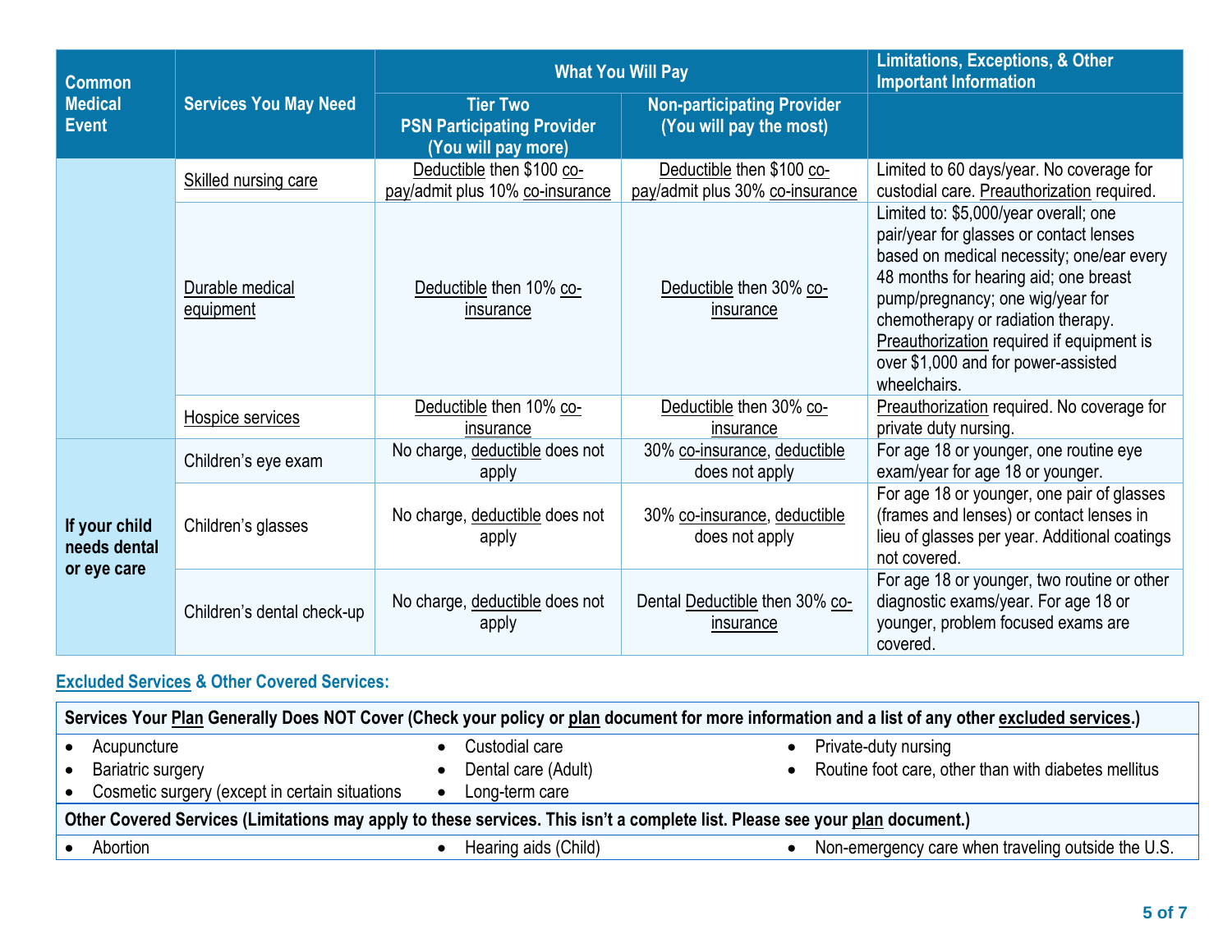| Common Medical Event | Services You May Need | What You Will Pay | | Limitations, Exceptions, & Other Important Information |
|---|---|---|---|---|
| | | Tier Two PSN Participating Provider (You will pay more) | Non-participating Provider (You will pay the most) | |
| | Skilled nursing care | Deductible then $100 co-pay/admit plus 10% co-insurance | Deductible then $100 co-pay/admit plus 30% co-insurance | Limited to 60 days/year. No coverage for custodial care. Preauthorization required. |
| | Durable medical equipment | Deductible then 10% co-insurance | Deductible then 30% co-insurance | Limited to: $5,000/year overall; one pair/year for glasses or contact lenses based on medical necessity; one/ear every 48 months for hearing aid; one breast pump/pregnancy; one wig/year for chemotherapy or radiation therapy. Preauthorization required if equipment is over $1,000 and for power-assisted wheelchairs. |
| | Hospice services | Deductible then 10% co-insurance | Deductible then 30% co-insurance | Preauthorization required. No coverage for private duty nursing. |
| If your child needs dental or eye care | Children's eye exam | No charge, deductible does not apply | 30% co-insurance, deductible does not apply | For age 18 or younger, one routine eye exam/year for age 18 or younger. |
| | Children's glasses | No charge, deductible does not apply | 30% co-insurance, deductible does not apply | For age 18 or younger, one pair of glasses (frames and lenses) or contact lenses in lieu of glasses per year. Additional coatings not covered. |
| | Children's dental check-up | No charge, deductible does not apply | Dental Deductible then 30% co-insurance | For age 18 or younger, two routine or other diagnostic exams/year. For age 18 or younger, problem focused exams are covered. |

## Excluded Services & Other Covered Services:

**Services Your Plan Generally Does NOT Cover (Check your policy or plan document for more information and a list of any other excluded services.)**

- Acupuncture
- Bariatric surgery
- Cosmetic surgery (except in certain situations
- Custodial care
- Dental care (Adult)
- Long-term care
- Private-duty nursing
- Routine foot care, other than with diabetes mellitus

**Other Covered Services (Limitations may apply to these services. This isn't a complete list. Please see your plan document.)**

- Abortion
- Hearing aids (Child)
- Non-emergency care when traveling outside the U.S.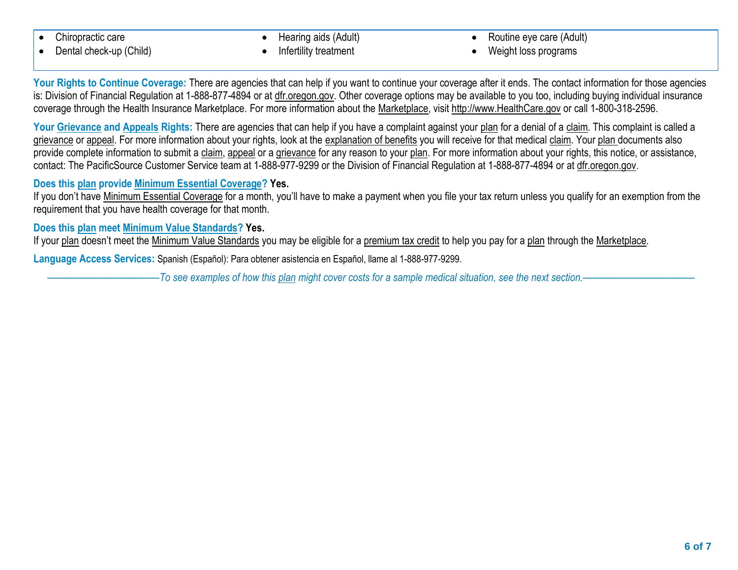- Chiropractic care
- Dental check-up (Child)
- Hearing aids (Adult)
- Infertility treatment
- Routine eye care (Adult)
- Weight loss programs

**Your Rights to Continue Coverage:** There are agencies that can help if you want to continue your coverage after it ends. The contact information for those agencies is: Division of Financial Regulation at 1-888-877-4894 or at dfr.oregon.gov. Other coverage options may be available to you too, including buying individual insurance coverage through the Health Insurance Marketplace. For more information about the Marketplace, visit http://www.HealthCare.gov or call 1-800-318-2596.

**Your Grievance and Appeals Rights:** There are agencies that can help if you have a complaint against your plan for a denial of a claim. This complaint is called a grievance or appeal. For more information about your rights, look at the explanation of benefits you will receive for that medical claim. Your plan documents also provide complete information to submit a claim, appeal or a grievance for any reason to your plan. For more information about your rights, this notice, or assistance, contact: The PacificSource Customer Service team at 1-888-977-9299 or the Division of Financial Regulation at 1-888-877-4894 or at dfr.oregon.gov.

**Does this plan provide Minimum Essential Coverage? Yes.**

If you don't have Minimum Essential Coverage for a month, you'll have to make a payment when you file your tax return unless you qualify for an exemption from the requirement that you have health coverage for that month.

**Does this plan meet Minimum Value Standards? Yes.**

If your plan doesn't meet the Minimum Value Standards you may be eligible for a premium tax credit to help you pay for a plan through the Marketplace.

**Language Access Services:** Spanish (Español): Para obtener asistencia en Español, llame al 1-888-977-9299.

*——————————To see examples of how this plan might cover costs for a sample medical situation, see the next section.——————————*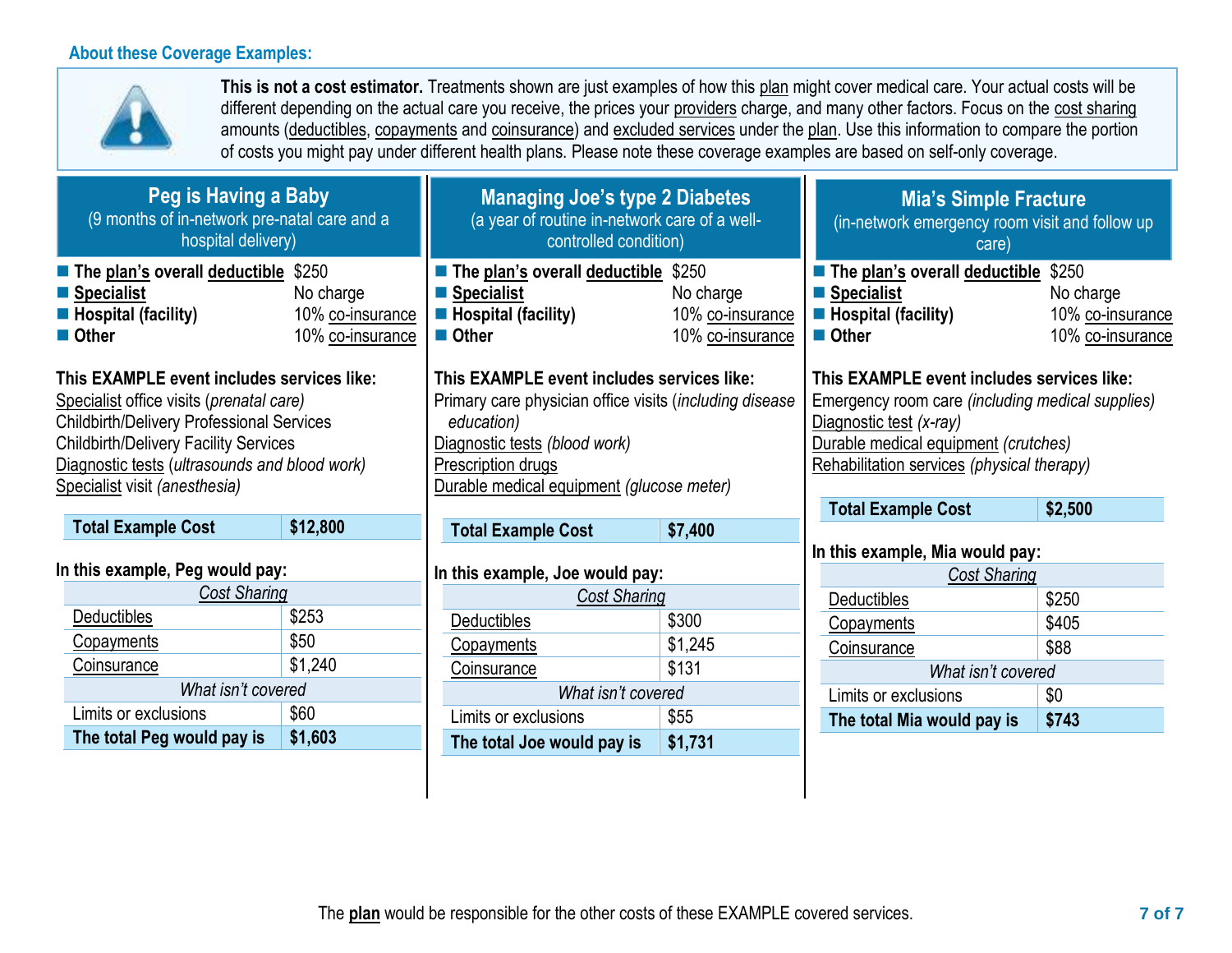## About these Coverage Examples:

**This is not a cost estimator.** Treatments shown are just examples of how this plan might cover medical care. Your actual costs will be different depending on the actual care you receive, the prices your providers charge, and many other factors. Focus on the cost sharing amounts (deductibles, copayments and coinsurance) and excluded services under the plan. Use this information to compare the portion of costs you might pay under different health plans. Please note these coverage examples are based on self-only coverage.

### Peg is Having a Baby
(9 months of in-network pre-natal care and a hospital delivery)

| | |
|---|---|
| **The plan's overall deductible** | $250 |
| **Specialist** | No charge |
| **Hospital (facility)** | 10% co-insurance |
| **Other** | 10% co-insurance |

**This EXAMPLE event includes services like:**
Specialist office visits (*prenatal care)*
Childbirth/Delivery Professional Services
Childbirth/Delivery Facility Services
Diagnostic tests (*ultrasounds and blood work)*
Specialist visit *(anesthesia)*

| **Total Example Cost** | **$12,800** |
|---|---|

**In this example, Peg would pay:**

| *Cost Sharing* | |
|---|---|
| Deductibles | $253 |
| Copayments | $50 |
| Coinsurance | $1,240 |
| *What isn't covered* | |
| Limits or exclusions | $60 |
| **The total Peg would pay is** | **$1,603** |

### Managing Joe's type 2 Diabetes
(a year of routine in-network care of a well-controlled condition)

| | |
|---|---|
| **The plan's overall deductible** | $250 |
| **Specialist** | No charge |
| **Hospital (facility)** | 10% co-insurance |
| **Other** | 10% co-insurance |

**This EXAMPLE event includes services like:**
Primary care physician office visits (*including disease education)*
Diagnostic tests *(blood work)*
Prescription drugs
Durable medical equipment *(glucose meter)*

| **Total Example Cost** | **$7,400** |
|---|---|

**In this example, Joe would pay:**

| *Cost Sharing* | |
|---|---|
| Deductibles | $300 |
| Copayments | $1,245 |
| Coinsurance | $131 |
| *What isn't covered* | |
| Limits or exclusions | $55 |
| **The total Joe would pay is** | **$1,731** |

### Mia's Simple Fracture
(in-network emergency room visit and follow up care)

| | |
|---|---|
| **The plan's overall deductible** | $250 |
| **Specialist** | No charge |
| **Hospital (facility)** | 10% co-insurance |
| **Other** | 10% co-insurance |

**This EXAMPLE event includes services like:**
Emergency room care *(including medical supplies)*
Diagnostic test *(x-ray)*
Durable medical equipment *(crutches)*
Rehabilitation services *(physical therapy)*

| **Total Example Cost** | **$2,500** |
|---|---|

**In this example, Mia would pay:**

| *Cost Sharing* | |
|---|---|
| Deductibles | $250 |
| Copayments | $405 |
| Coinsurance | $88 |
| *What isn't covered* | |
| Limits or exclusions | $0 |
| **The total Mia would pay is** | **$743** |

The **plan** would be responsible for the other costs of these EXAMPLE covered services.